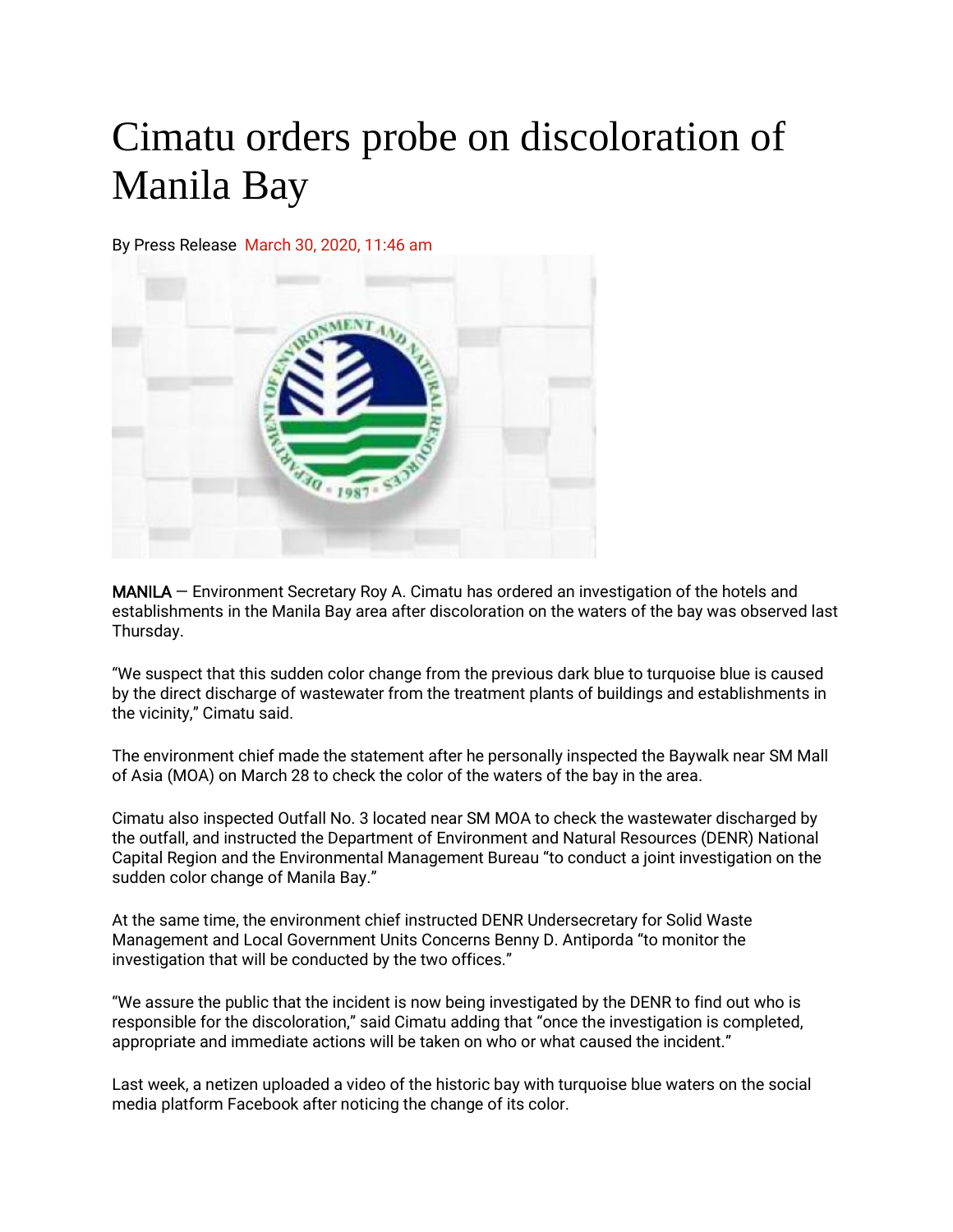# Cimatu orders probe on discoloration of Manila Bay

By Press Release March 30, 2020, 11:46 am

MANILA — Environment Secretary Roy A. Cimatu has ordered an investigation of the hotels and establishments in the Manila Bay area after discoloration on the waters of the bay was observed last Thursday.

"We suspect that this sudden color change from the previous dark blue to turquoise blue is caused by the direct discharge of wastewater from the treatment plants of buildings and establishments in the vicinity," Cimatu said.

The environment chief made the statement after he personally inspected the Baywalk near SM Mall of Asia (MOA) on March 28 to check the color of the waters of the bay in the area.

Cimatu also inspected Outfall No. 3 located near SM MOA to check the wastewater discharged by the outfall, and instructed the Department of Environment and Natural Resources (DENR) National Capital Region and the Environmental Management Bureau "to conduct a joint investigation on the sudden color change of Manila Bay."

At the same time, the environment chief instructed DENR Undersecretary for Solid Waste Management and Local Government Units Concerns Benny D. Antiporda "to monitor the investigation that will be conducted by the two offices."

"We assure the public that the incident is now being investigated by the DENR to find out who is responsible for the discoloration," said Cimatu adding that "once the investigation is completed, appropriate and immediate actions will be taken on who or what caused the incident."

Last week, a netizen uploaded a video of the historic bay with turquoise blue waters on the social media platform Facebook after noticing the change of its color.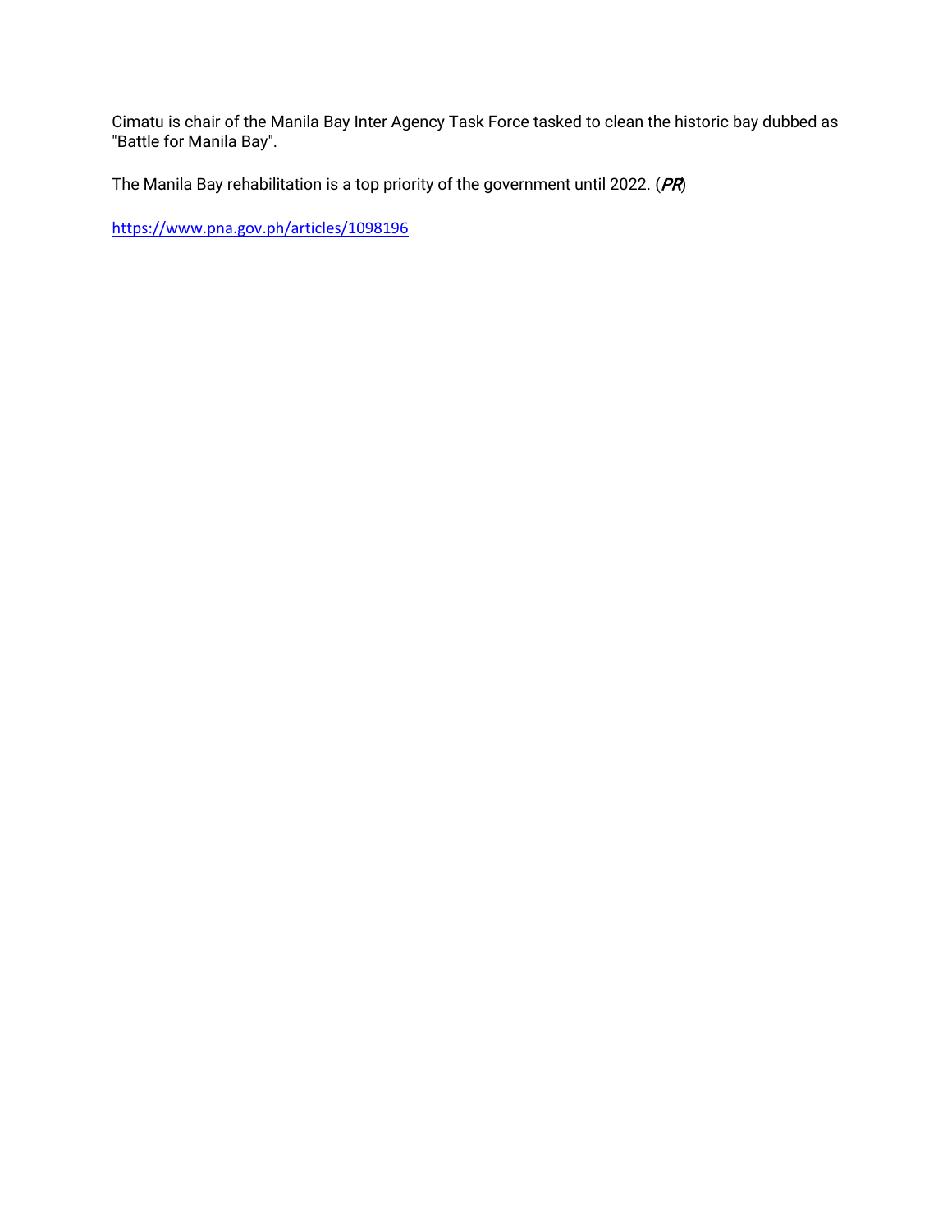Cimatu is chair of the Manila Bay Inter Agency Task Force tasked to clean the historic bay dubbed as "Battle for Manila Bay".

The Manila Bay rehabilitation is a top priority of the government until 2022. (*PR*)

https://www.pna.gov.ph/articles/1098196